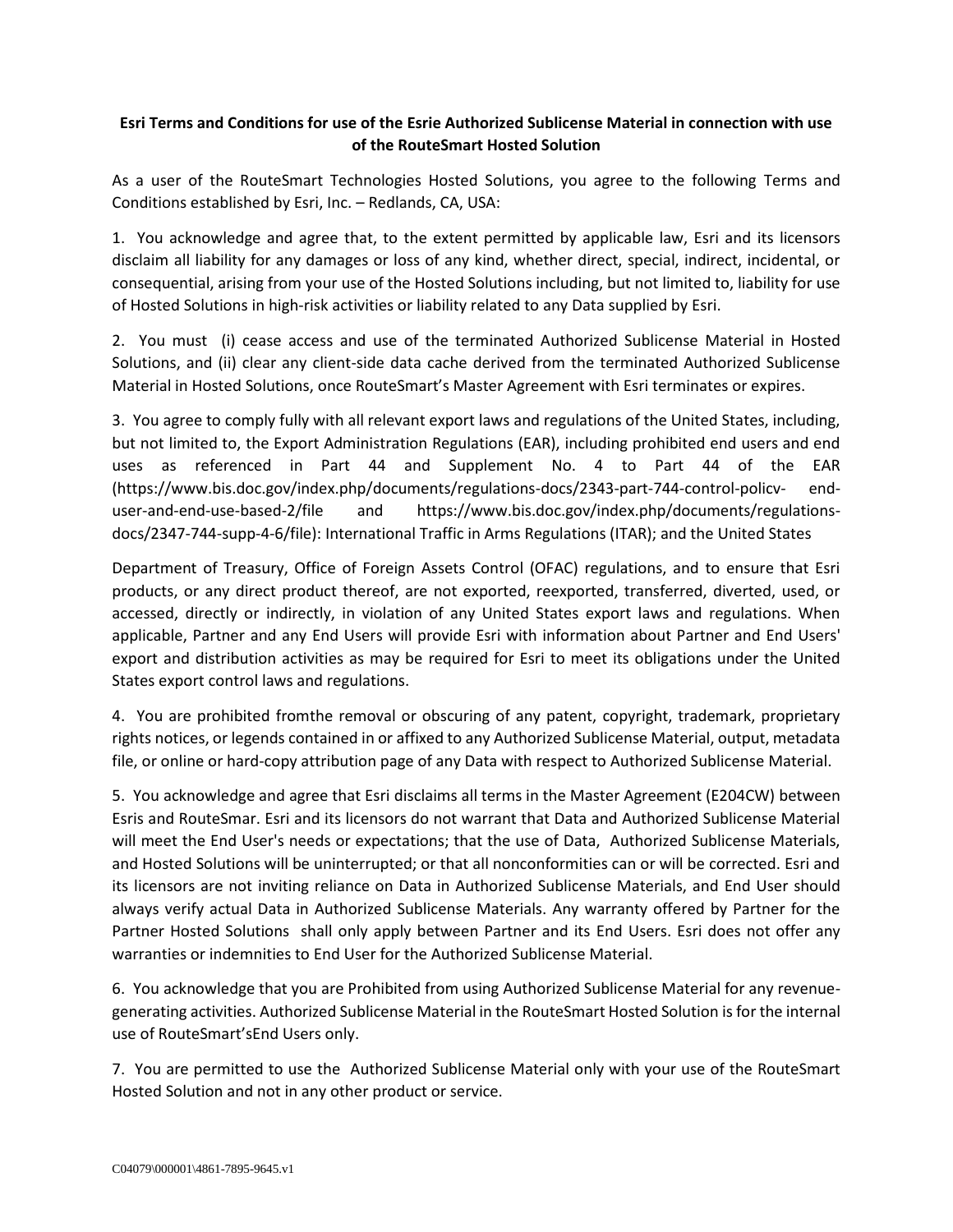**Esri Terms and Conditions for use of the Esrie Authorized Sublicense Material in connection with use of the RouteSmart Hosted Solution**

As a user of the RouteSmart Technologies Hosted Solutions, you agree to the following Terms and Conditions established by Esri, Inc. – Redlands, CA, USA:

1. You acknowledge and agree that, to the extent permitted by applicable law, Esri and its licensors disclaim all liability for any damages or loss of any kind, whether direct, special, indirect, incidental, or consequential, arising from your use of the Hosted Solutions including, but not limited to, liability for use of Hosted Solutions in high-risk activities or liability related to any Data supplied by Esri.

2. You must (i) cease access and use of the terminated Authorized Sublicense Material in Hosted Solutions, and (ii) clear any client-side data cache derived from the terminated Authorized Sublicense Material in Hosted Solutions, once RouteSmart's Master Agreement with Esri terminates or expires.

3. You agree to comply fully with all relevant export laws and regulations of the United States, including, but not limited to, the Export Administration Regulations (EAR), including prohibited end users and end uses as referenced in Part 44 and Supplement No. 4 to Part 44 of the EAR (https://www.bis.doc.gov/index.php/documents/regulations-docs/2343-part-744-control-policv- end-user-and-end-use-based-2/file and https://www.bis.doc.gov/index.php/documents/regulations-docs/2347-744-supp-4-6/file): International Traffic in Arms Regulations (ITAR); and the United States

Department of Treasury, Office of Foreign Assets Control (OFAC) regulations, and to ensure that Esri products, or any direct product thereof, are not exported, reexported, transferred, diverted, used, or accessed, directly or indirectly, in violation of any United States export laws and regulations. When applicable, Partner and any End Users will provide Esri with information about Partner and End Users' export and distribution activities as may be required for Esri to meet its obligations under the United States export control laws and regulations.

4. You are prohibited fromthe removal or obscuring of any patent, copyright, trademark, proprietary rights notices, or legends contained in or affixed to any Authorized Sublicense Material, output, metadata file, or online or hard-copy attribution page of any Data with respect to Authorized Sublicense Material.

5. You acknowledge and agree that Esri disclaims all terms in the Master Agreement (E204CW) between Esris and RouteSmar. Esri and its licensors do not warrant that Data and Authorized Sublicense Material will meet the End User's needs or expectations; that the use of Data, Authorized Sublicense Materials, and Hosted Solutions will be uninterrupted; or that all nonconformities can or will be corrected. Esri and its licensors are not inviting reliance on Data in Authorized Sublicense Materials, and End User should always verify actual Data in Authorized Sublicense Materials. Any warranty offered by Partner for the Partner Hosted Solutions shall only apply between Partner and its End Users. Esri does not offer any warranties or indemnities to End User for the Authorized Sublicense Material.

6. You acknowledge that you are Prohibited from using Authorized Sublicense Material for any revenue-generating activities. Authorized Sublicense Material in the RouteSmart Hosted Solution is for the internal use of RouteSmart'sEnd Users only.

7. You are permitted to use the Authorized Sublicense Material only with your use of the RouteSmart Hosted Solution and not in any other product or service.

C04079\000001\4861-7895-9645.v1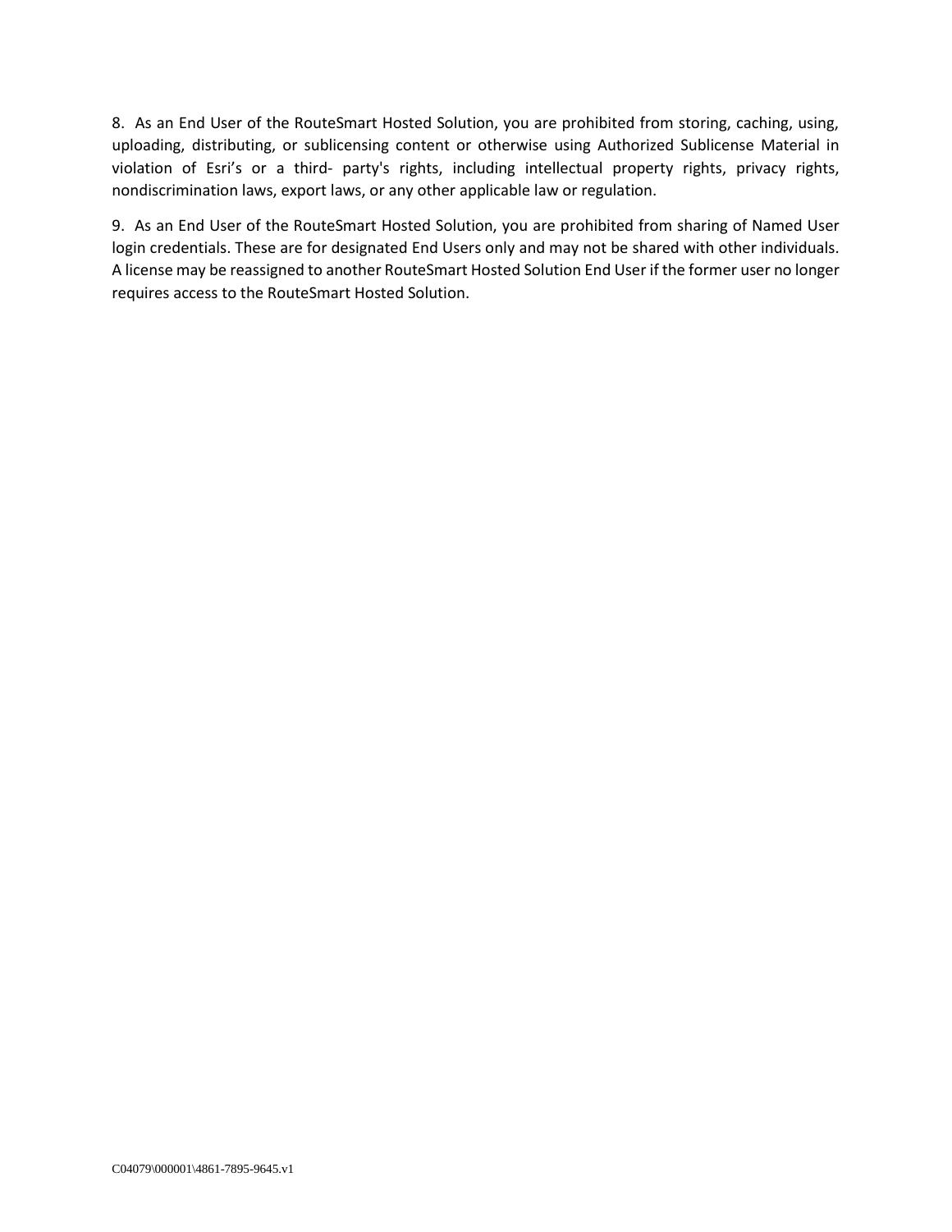8. As an End User of the RouteSmart Hosted Solution, you are prohibited from storing, caching, using, uploading, distributing, or sublicensing content or otherwise using Authorized Sublicense Material in violation of Esri's or a third- party's rights, including intellectual property rights, privacy rights, nondiscrimination laws, export laws, or any other applicable law or regulation.

9. As an End User of the RouteSmart Hosted Solution, you are prohibited from sharing of Named User login credentials. These are for designated End Users only and may not be shared with other individuals. A license may be reassigned to another RouteSmart Hosted Solution End User if the former user no longer requires access to the RouteSmart Hosted Solution.

C04079\000001\4861-7895-9645.v1